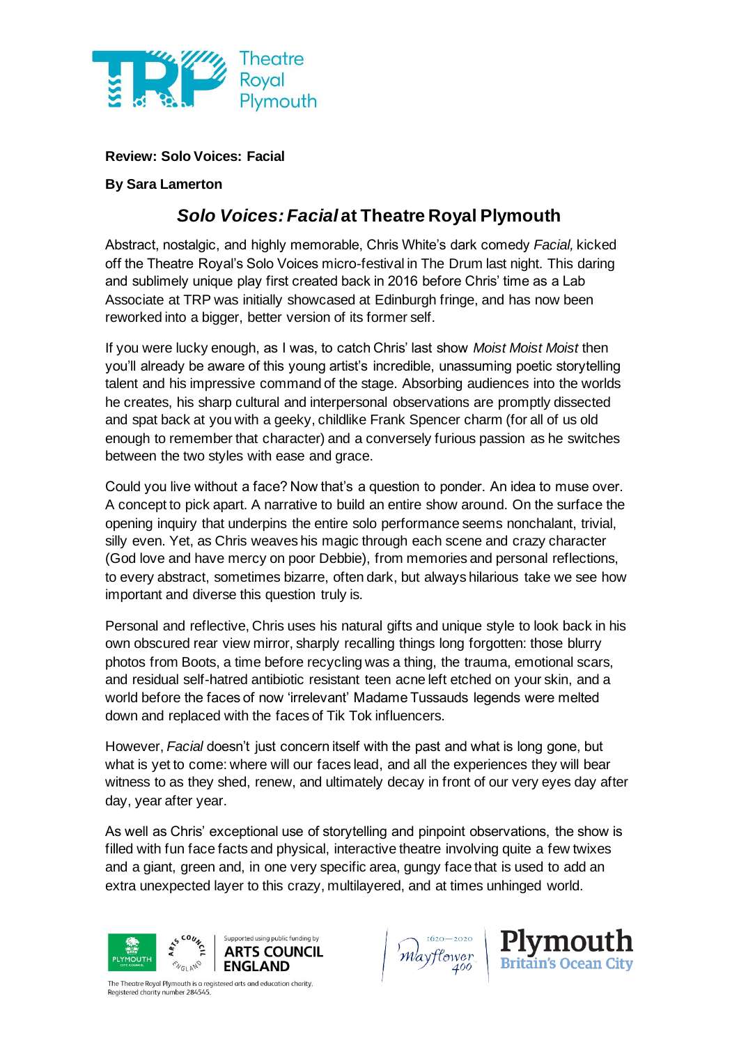**Review: Solo Voices: Facial**

**By Sara Lamerton**

## *Solo Voices: Facial* at Theatre Royal Plymouth

Abstract, nostalgic, and highly memorable, Chris White's dark comedy *Facial,* kicked off the Theatre Royal's Solo Voices micro-festival in The Drum last night. This daring and sublimely unique play first created back in 2016 before Chris' time as a Lab Associate at TRP was initially showcased at Edinburgh fringe, and has now been reworked into a bigger, better version of its former self.

If you were lucky enough, as I was, to catch Chris' last show *Moist Moist Moist* then you'll already be aware of this young artist's incredible, unassuming poetic storytelling talent and his impressive command of the stage. Absorbing audiences into the worlds he creates, his sharp cultural and interpersonal observations are promptly dissected and spat back at you with a geeky, childlike Frank Spencer charm (for all of us old enough to remember that character) and a conversely furious passion as he switches between the two styles with ease and grace.

Could you live without a face? Now that's a question to ponder. An idea to muse over. A concept to pick apart. A narrative to build an entire show around. On the surface the opening inquiry that underpins the entire solo performance seems nonchalant, trivial, silly even. Yet, as Chris weaves his magic through each scene and crazy character (God love and have mercy on poor Debbie), from memories and personal reflections, to every abstract, sometimes bizarre, often dark, but always hilarious take we see how important and diverse this question truly is.

Personal and reflective, Chris uses his natural gifts and unique style to look back in his own obscured rear view mirror, sharply recalling things long forgotten: those blurry photos from Boots, a time before recycling was a thing, the trauma, emotional scars, and residual self-hatred antibiotic resistant teen acne left etched on your skin, and a world before the faces of now 'irrelevant' Madame Tussauds legends were melted down and replaced with the faces of Tik Tok influencers.

However, *Facial* doesn't just concern itself with the past and what is long gone, but what is yet to come: where will our faces lead, and all the experiences they will bear witness to as they shed, renew, and ultimately decay in front of our very eyes day after day, year after year.

As well as Chris' exceptional use of storytelling and pinpoint observations, the show is filled with fun face facts and physical, interactive theatre involving quite a few twixes and a giant, green and, in one very specific area, gungy face that is used to add an extra unexpected layer to this crazy, multilayered, and at times unhinged world.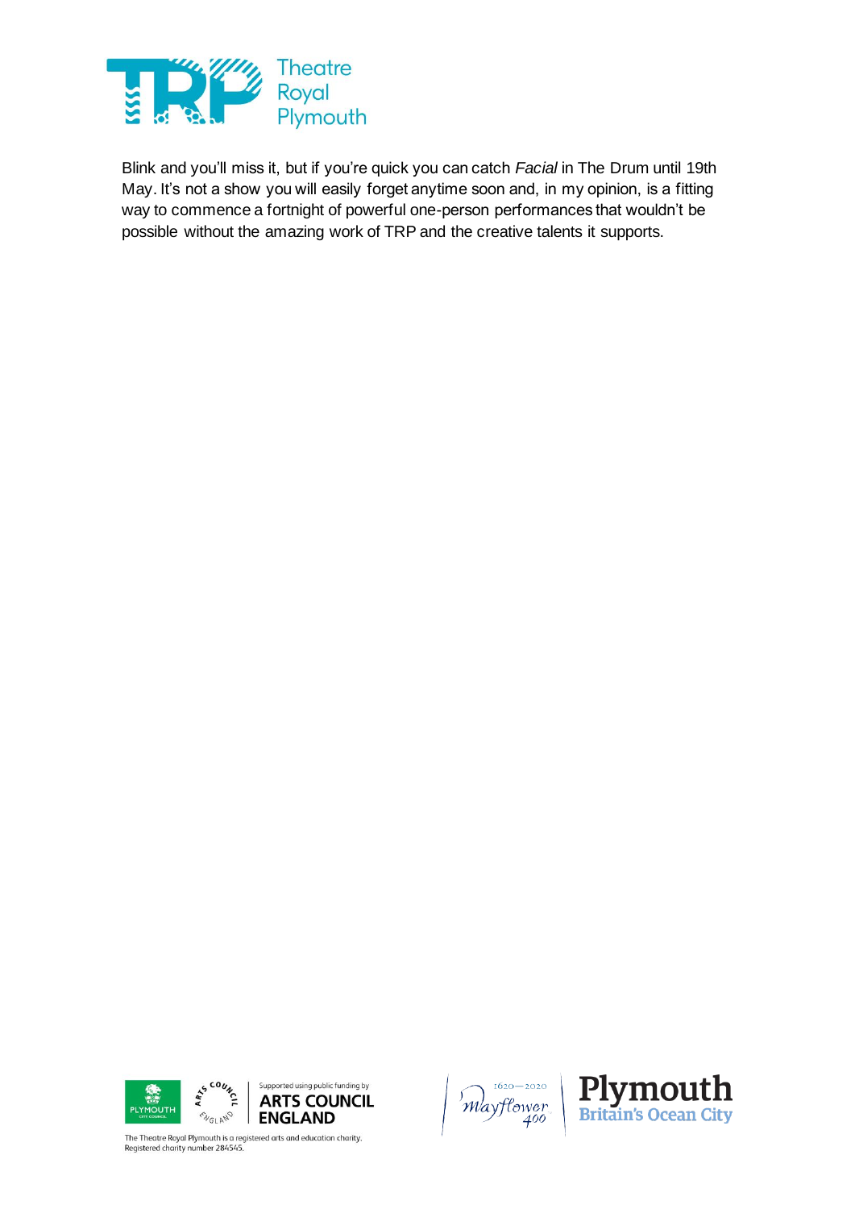Blink and you'll miss it, but if you're quick you can catch *Facial* in The Drum until 19th May. It's not a show you will easily forget anytime soon and, in my opinion, is a fitting way to commence a fortnight of powerful one-person performances that wouldn't be possible without the amazing work of TRP and the creative talents it supports.